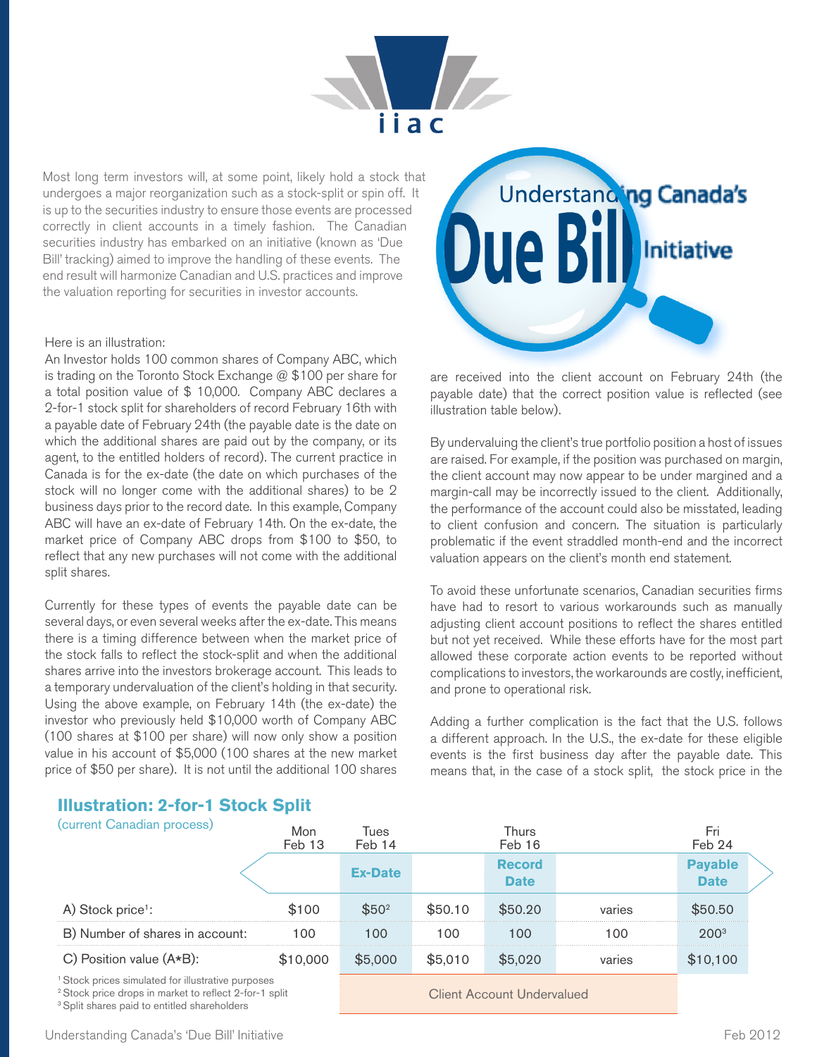iiac

# Understanding Canada's Due Bill Initiative

Most long term investors will, at some point, likely hold a stock that undergoes a major reorganization such as a stock-split or spin off. It is up to the securities industry to ensure those events are processed correctly in client accounts in a timely fashion. The Canadian securities industry has embarked on an initiative (known as 'Due Bill' tracking) aimed to improve the handling of these events. The end result will harmonize Canadian and U.S. practices and improve the valuation reporting for securities in investor accounts.

Here is an illustration:

An Investor holds 100 common shares of Company ABC, which is trading on the Toronto Stock Exchange @ $100 per share for a total position value of $ 10,000. Company ABC declares a 2-for-1 stock split for shareholders of record February 16th with a payable date of February 24th (the payable date is the date on which the additional shares are paid out by the company, or its agent, to the entitled holders of record). The current practice in Canada is for the ex-date (the date on which purchases of the stock will no longer come with the additional shares) to be 2 business days prior to the record date. In this example, Company ABC will have an ex-date of February 14th. On the ex-date, the market price of Company ABC drops from $100 to $50, to reflect that any new purchases will not come with the additional split shares.

Currently for these types of events the payable date can be several days, or even several weeks after the ex-date. This means there is a timing difference between when the market price of the stock falls to reflect the stock-split and when the additional shares arrive into the investors brokerage account. This leads to a temporary undervaluation of the client's holding in that security. Using the above example, on February 14th (the ex-date) the investor who previously held $10,000 worth of Company ABC (100 shares at $100 per share) will now only show a position value in his account of $5,000 (100 shares at the new market price of $50 per share). It is not until the additional 100 shares are received into the client account on February 24th (the payable date) that the correct position value is reflected (see illustration table below).

By undervaluing the client's true portfolio position a host of issues are raised. For example, if the position was purchased on margin, the client account may now appear to be under margined and a margin-call may be incorrectly issued to the client. Additionally, the performance of the account could also be misstated, leading to client confusion and concern. The situation is particularly problematic if the event straddled month-end and the incorrect valuation appears on the client's month end statement.

To avoid these unfortunate scenarios, Canadian securities firms have had to resort to various workarounds such as manually adjusting client account positions to reflect the shares entitled but not yet received. While these efforts have for the most part allowed these corporate action events to be reported without complications to investors, the workarounds are costly, inefficient, and prone to operational risk.

Adding a further complication is the fact that the U.S. follows a different approach. In the U.S., the ex-date for these eligible events is the first business day after the payable date. This means that, in the case of a stock split, the stock price in the

## Illustration: 2-for-1 Stock Split

(current Canadian process)

| | Mon Feb 13 | Tues Feb 14 | | Thurs Feb 16 | | Fri Feb 24 |
|---|---|---|---|---|---|---|
| | | **Ex-Date** | | **Record Date** | | **Payable Date** |
| A) Stock price[1]: | $100 | $50[2] | $50.10 | $50.20 | varies | $50.50 |
| B) Number of shares in account: | 100 | 100 | 100 | 100 | 100 | 200[3] |
| C) Position value (A*B): | $10,000 | $5,000 | $5,010 | $5,020 | varies | $10,100 |
| | | Client Account Undervalued | | | | |

[1] Stock prices simulated for illustrative purposes
[2] Stock price drops in market to reflect 2-for-1 split
[3] Split shares paid to entitled shareholders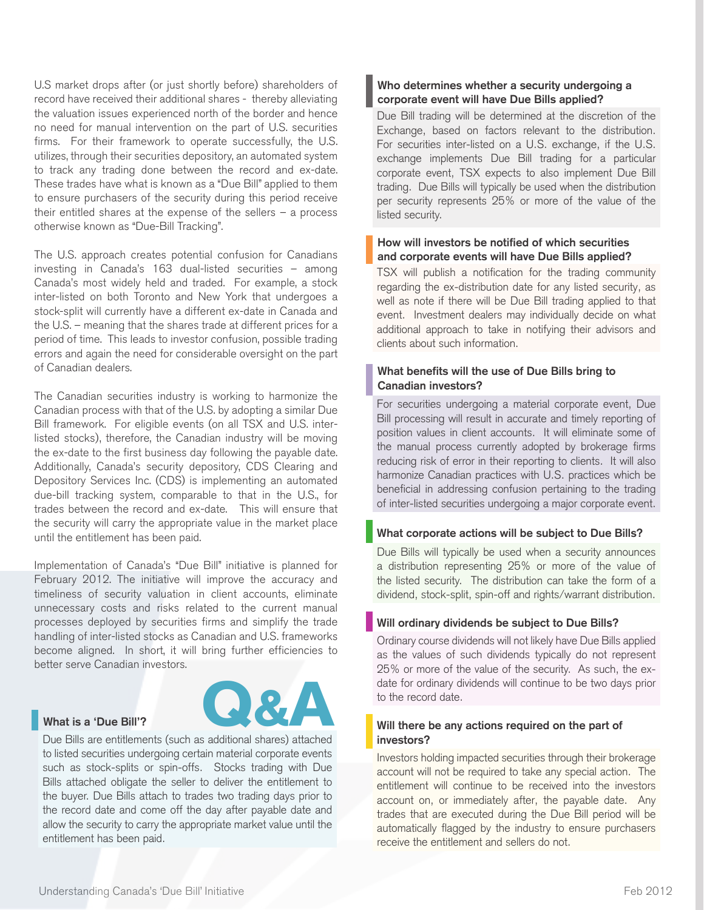U.S market drops after (or just shortly before) shareholders of record have received their additional shares - thereby alleviating the valuation issues experienced north of the border and hence no need for manual intervention on the part of U.S. securities firms. For their framework to operate successfully, the U.S. utilizes, through their securities depository, an automated system to track any trading done between the record and ex-date. These trades have what is known as a "Due Bill" applied to them to ensure purchasers of the security during this period receive their entitled shares at the expense of the sellers – a process otherwise known as "Due-Bill Tracking".

The U.S. approach creates potential confusion for Canadians investing in Canada's 163 dual-listed securities – among Canada's most widely held and traded. For example, a stock inter-listed on both Toronto and New York that undergoes a stock-split will currently have a different ex-date in Canada and the U.S. – meaning that the shares trade at different prices for a period of time. This leads to investor confusion, possible trading errors and again the need for considerable oversight on the part of Canadian dealers.

The Canadian securities industry is working to harmonize the Canadian process with that of the U.S. by adopting a similar Due Bill framework. For eligible events (on all TSX and U.S. inter-listed stocks), therefore, the Canadian industry will be moving the ex-date to the first business day following the payable date. Additionally, Canada's security depository, CDS Clearing and Depository Services Inc. (CDS) is implementing an automated due-bill tracking system, comparable to that in the U.S., for trades between the record and ex-date. This will ensure that the security will carry the appropriate value in the market place until the entitlement has been paid.

Implementation of Canada's "Due Bill" initiative is planned for February 2012. The initiative will improve the accuracy and timeliness of security valuation in client accounts, eliminate unnecessary costs and risks related to the current manual processes deployed by securities firms and simplify the trade handling of inter-listed stocks as Canadian and U.S. frameworks become aligned. In short, it will bring further efficiencies to better serve Canadian investors.

# Q&A

### What is a 'Due Bill'?

Due Bills are entitlements (such as additional shares) attached to listed securities undergoing certain material corporate events such as stock-splits or spin-offs. Stocks trading with Due Bills attached obligate the seller to deliver the entitlement to the buyer. Due Bills attach to trades two trading days prior to the record date and come off the day after payable date and allow the security to carry the appropriate market value until the entitlement has been paid.

### Who determines whether a security undergoing a corporate event will have Due Bills applied?

Due Bill trading will be determined at the discretion of the Exchange, based on factors relevant to the distribution. For securities inter-listed on a U.S. exchange, if the U.S. exchange implements Due Bill trading for a particular corporate event, TSX expects to also implement Due Bill trading. Due Bills will typically be used when the distribution per security represents 25% or more of the value of the listed security.

### How will investors be notified of which securities and corporate events will have Due Bills applied?

TSX will publish a notification for the trading community regarding the ex-distribution date for any listed security, as well as note if there will be Due Bill trading applied to that event. Investment dealers may individually decide on what additional approach to take in notifying their advisors and clients about such information.

### What benefits will the use of Due Bills bring to Canadian investors?

For securities undergoing a material corporate event, Due Bill processing will result in accurate and timely reporting of position values in client accounts. It will eliminate some of the manual process currently adopted by brokerage firms reducing risk of error in their reporting to clients. It will also harmonize Canadian practices with U.S. practices which be beneficial in addressing confusion pertaining to the trading of inter-listed securities undergoing a major corporate event.

### What corporate actions will be subject to Due Bills?

Due Bills will typically be used when a security announces a distribution representing 25% or more of the value of the listed security. The distribution can take the form of a dividend, stock-split, spin-off and rights/warrant distribution.

### Will ordinary dividends be subject to Due Bills?

Ordinary course dividends will not likely have Due Bills applied as the values of such dividends typically do not represent 25% or more of the value of the security. As such, the ex-date for ordinary dividends will continue to be two days prior to the record date.

### Will there be any actions required on the part of investors?

Investors holding impacted securities through their brokerage account will not be required to take any special action. The entitlement will continue to be received into the investors account on, or immediately after, the payable date. Any trades that are executed during the Due Bill period will be automatically flagged by the industry to ensure purchasers receive the entitlement and sellers do not.